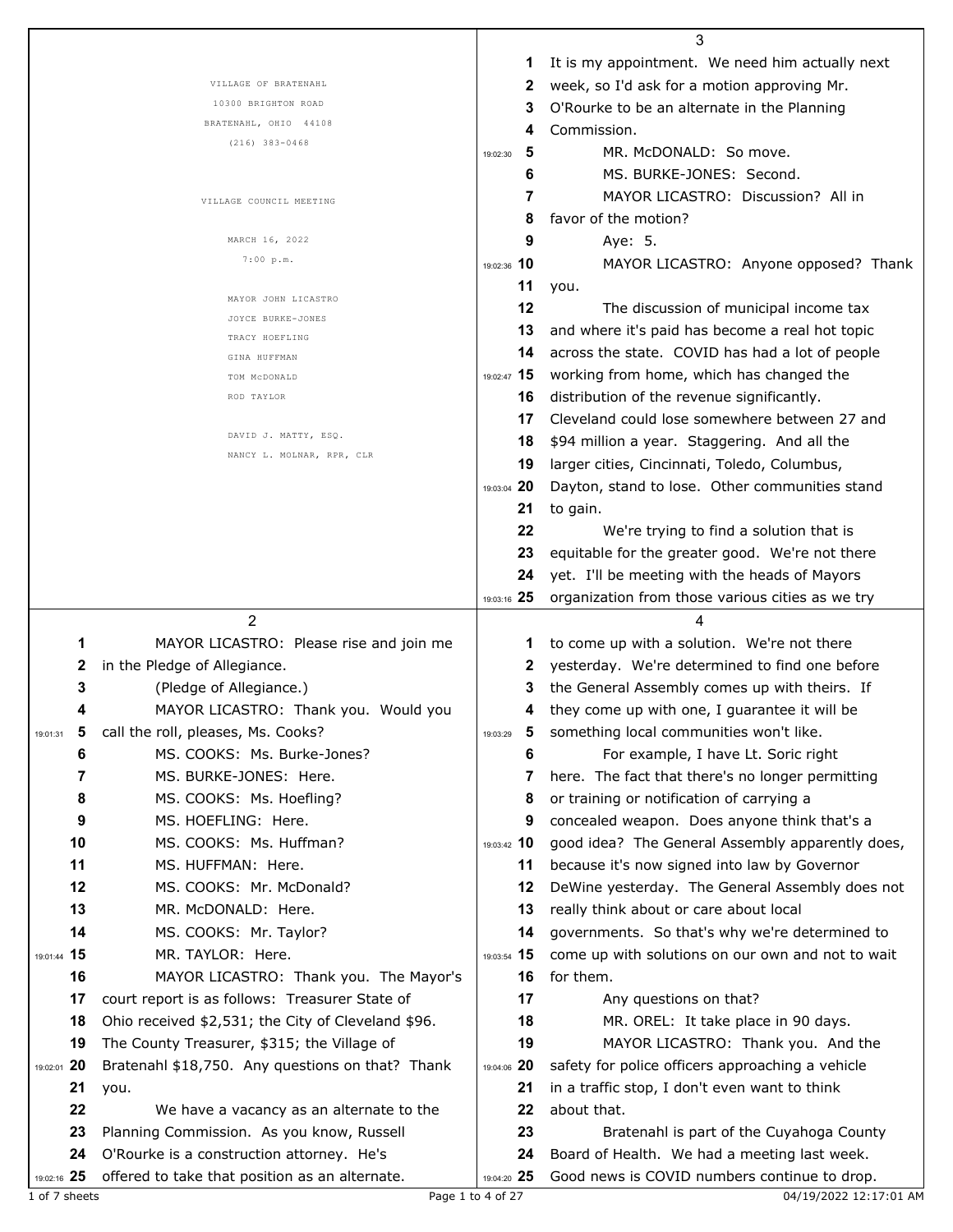VILLAGE OF BRATENAHL
10300 BRIGHTON ROAD
BRATENAHL, OHIO 44108
(216) 383-0468

VILLAGE COUNCIL MEETING

MARCH 16, 2022
7:00 p.m.

MAYOR JOHN LICASTRO
JOYCE BURKE-JONES
TRACY HOEFLING
GINA HUFFMAN
TOM McDONALD
ROD TAYLOR

DAVID J. MATTY, ESQ.
NANCY L. MOLNAR, RPR, CLR

---

MAYOR LICASTRO: Please rise and join me in the Pledge of Allegiance.

(Pledge of Allegiance.)

MAYOR LICASTRO: Thank you. Would you call the roll, pleases, Ms. Cooks?

MS. COOKS: Ms. Burke-Jones?

MS. BURKE-JONES: Here.

MS. COOKS: Ms. Hoefling?

MS. HOEFLING: Here.

MS. COOKS: Ms. Huffman?

MS. HUFFMAN: Here.

MS. COOKS: Mr. McDonald?

MR. McDONALD: Here.

MS. COOKS: Mr. Taylor?

MR. TAYLOR: Here.

MAYOR LICASTRO: Thank you. The Mayor's court report is as follows: Treasurer State of Ohio received $2,531; the City of Cleveland $96. The County Treasurer, $315; the Village of Bratenahl $18,750. Any questions on that? Thank you.

We have a vacancy as an alternate to the Planning Commission. As you know, Russell O'Rourke is a construction attorney. He's offered to take that position as an alternate. It is my appointment. We need him actually next week, so I'd ask for a motion approving Mr. O'Rourke to be an alternate in the Planning Commission.

MR. McDONALD: So move.

MS. BURKE-JONES: Second.

MAYOR LICASTRO: Discussion? All in favor of the motion?

Aye: 5.

MAYOR LICASTRO: Anyone opposed? Thank you.

The discussion of municipal income tax and where it's paid has become a real hot topic across the state. COVID has had a lot of people working from home, which has changed the distribution of the revenue significantly. Cleveland could lose somewhere between 27 and $94 million a year. Staggering. And all the larger cities, Cincinnati, Toledo, Columbus, Dayton, stand to lose. Other communities stand to gain.

We're trying to find a solution that is equitable for the greater good. We're not there yet. I'll be meeting with the heads of Mayors organization from those various cities as we try to come up with a solution. We're not there yesterday. We're determined to find one before the General Assembly comes up with theirs. If they come up with one, I guarantee it will be something local communities won't like.

For example, I have Lt. Soric right here. The fact that there's no longer permitting or training or notification of carrying a concealed weapon. Does anyone think that's a good idea? The General Assembly apparently does, because it's now signed into law by Governor DeWine yesterday. The General Assembly does not really think about or care about local governments. So that's why we're determined to come up with solutions on our own and not to wait for them.

Any questions on that?

MR. OREL: It take place in 90 days.

MAYOR LICASTRO: Thank you. And the safety for police officers approaching a vehicle in a traffic stop, I don't even want to think about that.

Bratenahl is part of the Cuyahoga County Board of Health. We had a meeting last week. Good news is COVID numbers continue to drop.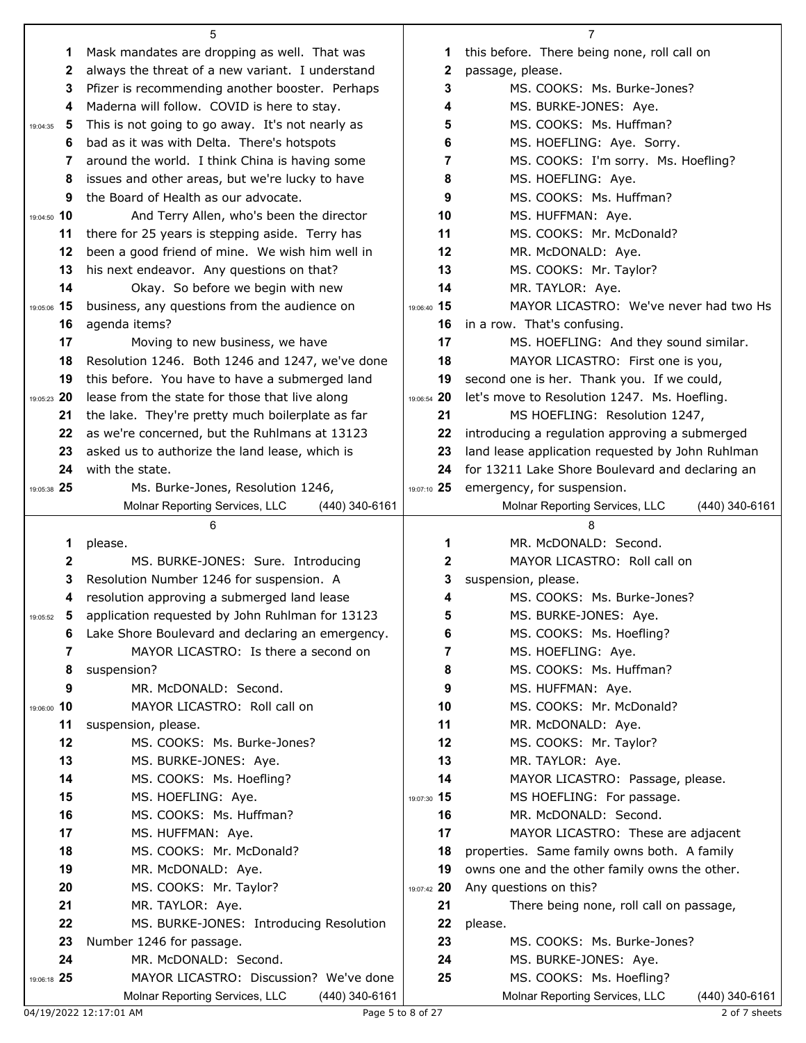Mask mandates are dropping as well. That was always the threat of a new variant. I understand Pfizer is recommending another booster. Perhaps Maderna will follow. COVID is here to stay. This is not going to go away. It's not nearly as bad as it was with Delta. There's hotspots around the world. I think China is having some issues and other areas, but we're lucky to have the Board of Health as our advocate.

And Terry Allen, who's been the director there for 25 years is stepping aside. Terry has been a good friend of mine. We wish him well in his next endeavor. Any questions on that?

Okay. So before we begin with new business, any questions from the audience on agenda items?

Moving to new business, we have Resolution 1246. Both 1246 and 1247, we've done this before. You have to have a submerged land lease from the state for those that live along the lake. They're pretty much boilerplate as far as we're concerned, but the Ruhlmans at 13123 asked us to authorize the land lease, which is with the state.

Ms. Burke-Jones, Resolution 1246, please.

MS. BURKE-JONES: Sure. Introducing Resolution Number 1246 for suspension. A resolution approving a submerged land lease application requested by John Ruhlman for 13123 Lake Shore Boulevard and declaring an emergency.

MAYOR LICASTRO: Is there a second on suspension?

MR. McDONALD: Second.

MAYOR LICASTRO: Roll call on suspension, please.

MS. COOKS: Ms. Burke-Jones?

MS. BURKE-JONES: Aye.

MS. COOKS: Ms. Hoefling?

MS. HOEFLING: Aye.

MS. COOKS: Ms. Huffman?

MS. HUFFMAN: Aye.

MS. COOKS: Mr. McDonald?

MR. McDONALD: Aye.

MS. COOKS: Mr. Taylor?

MR. TAYLOR: Aye.

MS. BURKE-JONES: Introducing Resolution Number 1246 for passage.

MR. McDONALD: Second.

MAYOR LICASTRO: Discussion? We've done this before. There being none, roll call on passage, please.

MS. COOKS: Ms. Burke-Jones?

MS. BURKE-JONES: Aye.

MS. COOKS: Ms. Huffman?

MS. HOEFLING: Aye. Sorry.

MS. COOKS: I'm sorry. Ms. Hoefling?

MS. HOEFLING: Aye.

MS. COOKS: Ms. Huffman?

MS. HUFFMAN: Aye.

MS. COOKS: Mr. McDonald?

MR. McDONALD: Aye.

MS. COOKS: Mr. Taylor?

MR. TAYLOR: Aye.

MAYOR LICASTRO: We've never had two Hs in a row. That's confusing.

MS. HOEFLING: And they sound similar.

MAYOR LICASTRO: First one is you, second one is her. Thank you. If we could, let's move to Resolution 1247. Ms. Hoefling.

MS HOEFLING: Resolution 1247, introducing a regulation approving a submerged land lease application requested by John Ruhlman for 13211 Lake Shore Boulevard and declaring an emergency, for suspension.

MR. McDONALD: Second.

MAYOR LICASTRO: Roll call on suspension, please.

MS. COOKS: Ms. Burke-Jones?

MS. BURKE-JONES: Aye.

MS. COOKS: Ms. Hoefling?

MS. HOEFLING: Aye.

MS. COOKS: Ms. Huffman?

MS. HUFFMAN: Aye.

MS. COOKS: Mr. McDonald?

MR. McDONALD: Aye.

MS. COOKS: Mr. Taylor?

MR. TAYLOR: Aye.

MAYOR LICASTRO: Passage, please.

MS HOEFLING: For passage.

MR. McDONALD: Second.

MAYOR LICASTRO: These are adjacent properties. Same family owns both. A family owns one and the other family owns the other. Any questions on this?

There being none, roll call on passage, please.

MS. COOKS: Ms. Burke-Jones?

MS. BURKE-JONES: Aye.

MS. COOKS: Ms. Hoefling?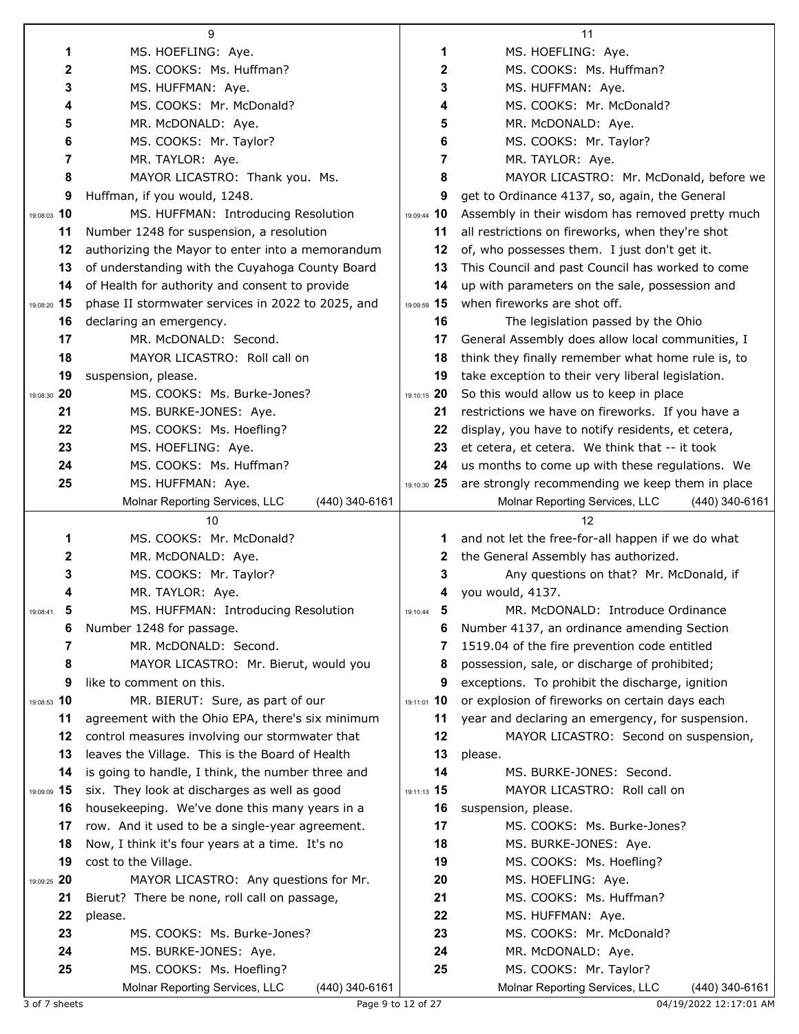MS. HOEFLING: Aye.

MS. COOKS: Ms. Huffman?

MS. HUFFMAN: Aye.

MS. COOKS: Mr. McDonald?

MR. McDONALD: Aye.

MS. COOKS: Mr. Taylor?

MR. TAYLOR: Aye.

MAYOR LICASTRO: Thank you. Ms. Huffman, if you would, 1248.

MS. HUFFMAN: Introducing Resolution Number 1248 for suspension, a resolution authorizing the Mayor to enter into a memorandum of understanding with the Cuyahoga County Board of Health for authority and consent to provide phase II stormwater services in 2022 to 2025, and declaring an emergency.

MR. McDONALD: Second.

MAYOR LICASTRO: Roll call on suspension, please.

MS. COOKS: Ms. Burke-Jones?

MS. BURKE-JONES: Aye.

MS. COOKS: Ms. Hoefling?

MS. HOEFLING: Aye.

MS. COOKS: Ms. Huffman?

MS. HUFFMAN: Aye.

MS. COOKS: Mr. McDonald?

MR. McDONALD: Aye.

MS. COOKS: Mr. Taylor?

MR. TAYLOR: Aye.

MS. HUFFMAN: Introducing Resolution Number 1248 for passage.

MR. McDONALD: Second.

MAYOR LICASTRO: Mr. Bierut, would you like to comment on this.

MR. BIERUT: Sure, as part of our agreement with the Ohio EPA, there's six minimum control measures involving our stormwater that leaves the Village. This is the Board of Health is going to handle, I think, the number three and six. They look at discharges as well as good housekeeping. We've done this many years in a row. And it used to be a single-year agreement. Now, I think it's four years at a time. It's no cost to the Village.

MAYOR LICASTRO: Any questions for Mr. Bierut? There be none, roll call on passage, please.

MS. COOKS: Ms. Burke-Jones?

MS. BURKE-JONES: Aye.

MS. COOKS: Ms. Hoefling?

MS. HOEFLING: Aye.

MS. COOKS: Ms. Huffman?

MS. HUFFMAN: Aye.

MS. COOKS: Mr. McDonald?

MR. McDONALD: Aye.

MS. COOKS: Mr. Taylor?

MR. TAYLOR: Aye.

MAYOR LICASTRO: Mr. McDonald, before we get to Ordinance 4137, so, again, the General Assembly in their wisdom has removed pretty much all restrictions on fireworks, when they're shot of, who possesses them. I just don't get it. This Council and past Council has worked to come up with parameters on the sale, possession and when fireworks are shot off.

The legislation passed by the Ohio General Assembly does allow local communities, I think they finally remember what home rule is, to take exception to their very liberal legislation. So this would allow us to keep in place restrictions we have on fireworks. If you have a display, you have to notify residents, et cetera, et cetera, et cetera. We think that -- it took us months to come up with these regulations. We are strongly recommending we keep them in place and not let the free-for-all happen if we do what the General Assembly has authorized.

Any questions on that? Mr. McDonald, if you would, 4137.

MR. McDONALD: Introduce Ordinance Number 4137, an ordinance amending Section 1519.04 of the fire prevention code entitled possession, sale, or discharge of prohibited; exceptions. To prohibit the discharge, ignition or explosion of fireworks on certain days each year and declaring an emergency, for suspension.

MAYOR LICASTRO: Second on suspension, please.

MS. BURKE-JONES: Second.

MAYOR LICASTRO: Roll call on suspension, please.

MS. COOKS: Ms. Burke-Jones?

MS. BURKE-JONES: Aye.

MS. COOKS: Ms. Hoefling?

MS. HOEFLING: Aye.

MS. COOKS: Ms. Huffman?

MS. HUFFMAN: Aye.

MS. COOKS: Mr. McDonald?

MR. McDONALD: Aye.

MS. COOKS: Mr. Taylor?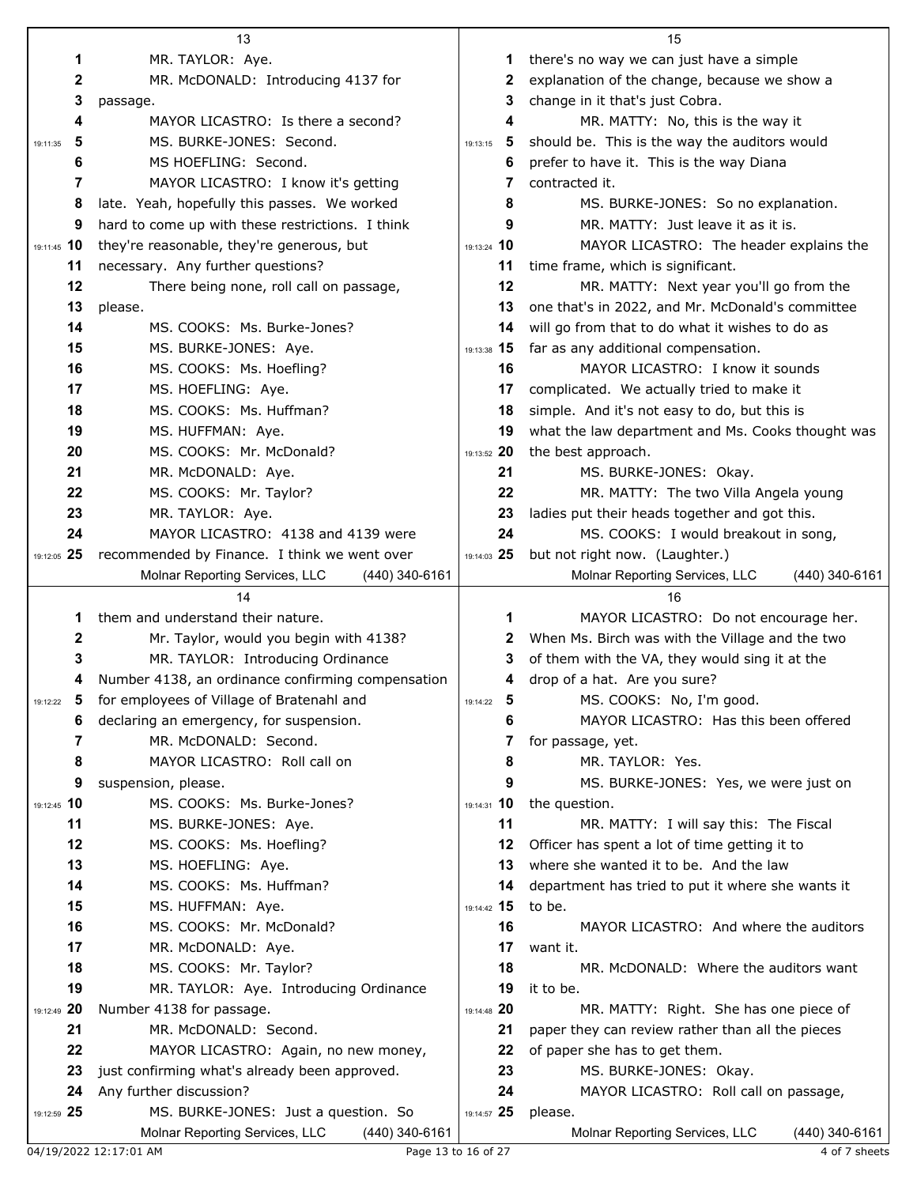MR. TAYLOR: Aye.

MR. McDONALD: Introducing 4137 for passage.

MAYOR LICASTRO: Is there a second?

MS. BURKE-JONES: Second.

MS HOEFLING: Second.

MAYOR LICASTRO: I know it's getting late. Yeah, hopefully this passes. We worked hard to come up with these restrictions. I think they're reasonable, they're generous, but necessary. Any further questions?

There being none, roll call on passage, please.

MS. COOKS: Ms. Burke-Jones?

MS. BURKE-JONES: Aye.

MS. COOKS: Ms. Hoefling?

MS. HOEFLING: Aye.

MS. COOKS: Ms. Huffman?

MS. HUFFMAN: Aye.

MS. COOKS: Mr. McDonald?

MR. McDONALD: Aye.

MS. COOKS: Mr. Taylor?

MR. TAYLOR: Aye.

MAYOR LICASTRO: 4138 and 4139 were recommended by Finance. I think we went over them and understand their nature.

Mr. Taylor, would you begin with 4138?

MR. TAYLOR: Introducing Ordinance Number 4138, an ordinance confirming compensation for employees of Village of Bratenahl and declaring an emergency, for suspension.

MR. McDONALD: Second.

MAYOR LICASTRO: Roll call on suspension, please.

MS. COOKS: Ms. Burke-Jones?

MS. BURKE-JONES: Aye.

MS. COOKS: Ms. Hoefling?

MS. HOEFLING: Aye.

MS. COOKS: Ms. Huffman?

MS. HUFFMAN: Aye.

MS. COOKS: Mr. McDonald?

MR. McDONALD: Aye.

MS. COOKS: Mr. Taylor?

MR. TAYLOR: Aye. Introducing Ordinance Number 4138 for passage.

MR. McDONALD: Second.

MAYOR LICASTRO: Again, no new money, just confirming what's already been approved. Any further discussion?

MS. BURKE-JONES: Just a question. So there's no way we can just have a simple explanation of the change, because we show a change in it that's just Cobra.

MR. MATTY: No, this is the way it should be. This is the way the auditors would prefer to have it. This is the way Diana contracted it.

MS. BURKE-JONES: So no explanation.

MR. MATTY: Just leave it as it is.

MAYOR LICASTRO: The header explains the time frame, which is significant.

MR. MATTY: Next year you'll go from the one that's in 2022, and Mr. McDonald's committee will go from that to do what it wishes to do as far as any additional compensation.

MAYOR LICASTRO: I know it sounds complicated. We actually tried to make it simple. And it's not easy to do, but this is what the law department and Ms. Cooks thought was the best approach.

MS. BURKE-JONES: Okay.

MR. MATTY: The two Villa Angela young ladies put their heads together and got this.

MS. COOKS: I would breakout in song, but not right now. (Laughter.)

MAYOR LICASTRO: Do not encourage her. When Ms. Birch was with the Village and the two of them with the VA, they would sing it at the drop of a hat. Are you sure?

MS. COOKS: No, I'm good.

MAYOR LICASTRO: Has this been offered for passage, yet.

MR. TAYLOR: Yes.

MS. BURKE-JONES: Yes, we were just on the question.

MR. MATTY: I will say this: The Fiscal Officer has spent a lot of time getting it to where she wanted it to be. And the law department has tried to put it where she wants it to be.

MAYOR LICASTRO: And where the auditors want it.

MR. McDONALD: Where the auditors want it to be.

MR. MATTY: Right. She has one piece of paper they can review rather than all the pieces of paper she has to get them.

MS. BURKE-JONES: Okay.

MAYOR LICASTRO: Roll call on passage, please.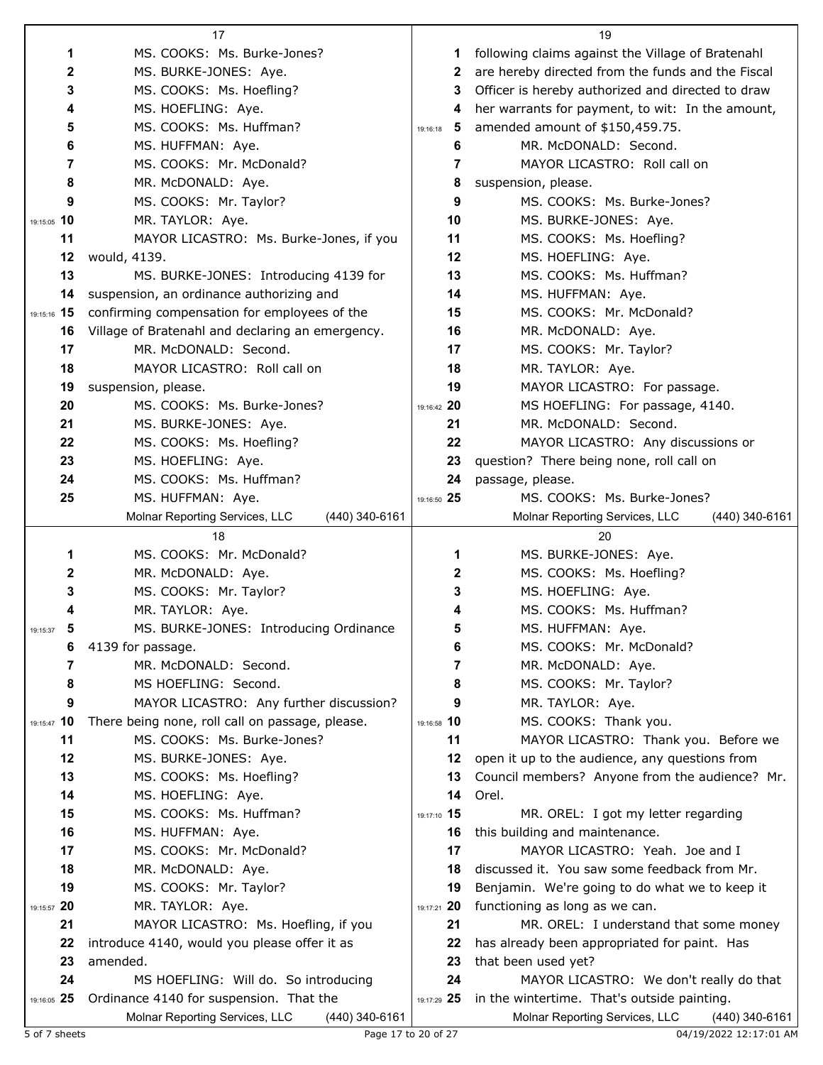MS. COOKS: Ms. Burke-Jones?

MS. BURKE-JONES: Aye.

MS. COOKS: Ms. Hoefling?

MS. HOEFLING: Aye.

MS. COOKS: Ms. Huffman?

MS. HUFFMAN: Aye.

MS. COOKS: Mr. McDonald?

MR. McDONALD: Aye.

MS. COOKS: Mr. Taylor?

MR. TAYLOR: Aye.

MAYOR LICASTRO: Ms. Burke-Jones, if you would, 4139.

MS. BURKE-JONES: Introducing 4139 for suspension, an ordinance authorizing and confirming compensation for employees of the Village of Bratenahl and declaring an emergency.

MR. McDONALD: Second.

MAYOR LICASTRO: Roll call on suspension, please.

MS. COOKS: Ms. Burke-Jones?

MS. BURKE-JONES: Aye.

MS. COOKS: Ms. Hoefling?

MS. HOEFLING: Aye.

MS. COOKS: Ms. Huffman?

MS. HUFFMAN: Aye.

MS. COOKS: Mr. McDonald?

MR. McDONALD: Aye.

MS. COOKS: Mr. Taylor?

MR. TAYLOR: Aye.

MS. BURKE-JONES: Introducing Ordinance 4139 for passage.

MR. McDONALD: Second.

MS HOEFLING: Second.

MAYOR LICASTRO: Any further discussion? There being none, roll call on passage, please.

MS. COOKS: Ms. Burke-Jones?

MS. BURKE-JONES: Aye.

MS. COOKS: Ms. Hoefling?

MS. HOEFLING: Aye.

MS. COOKS: Ms. Huffman?

MS. HUFFMAN: Aye.

MS. COOKS: Mr. McDonald?

MR. McDONALD: Aye.

MS. COOKS: Mr. Taylor?

MR. TAYLOR: Aye.

MAYOR LICASTRO: Ms. Hoefling, if you introduce 4140, would you please offer it as amended.

MS HOEFLING: Will do. So introducing Ordinance 4140 for suspension. That the following claims against the Village of Bratenahl are hereby directed from the funds and the Fiscal Officer is hereby authorized and directed to draw her warrants for payment, to wit: In the amount, amended amount of $150,459.75.

MR. McDONALD: Second.

MAYOR LICASTRO: Roll call on suspension, please.

MS. COOKS: Ms. Burke-Jones?

MS. BURKE-JONES: Aye.

MS. COOKS: Ms. Hoefling?

MS. HOEFLING: Aye.

MS. COOKS: Ms. Huffman?

MS. HUFFMAN: Aye.

MS. COOKS: Mr. McDonald?

MR. McDONALD: Aye.

MS. COOKS: Mr. Taylor?

MR. TAYLOR: Aye.

MAYOR LICASTRO: For passage.

MS HOEFLING: For passage, 4140.

MR. McDONALD: Second.

MAYOR LICASTRO: Any discussions or question? There being none, roll call on passage, please.

MS. COOKS: Ms. Burke-Jones?

MS. BURKE-JONES: Aye.

MS. COOKS: Ms. Hoefling?

MS. HOEFLING: Aye.

MS. COOKS: Ms. Huffman?

MS. HUFFMAN: Aye.

MS. COOKS: Mr. McDonald?

MR. McDONALD: Aye.

MS. COOKS: Mr. Taylor?

MR. TAYLOR: Aye.

MS. COOKS: Thank you.

MAYOR LICASTRO: Thank you. Before we open it up to the audience, any questions from Council members? Anyone from the audience? Mr. Orel.

MR. OREL: I got my letter regarding this building and maintenance.

MAYOR LICASTRO: Yeah. Joe and I discussed it. You saw some feedback from Mr. Benjamin. We're going to do what we to keep it functioning as long as we can.

MR. OREL: I understand that some money has already been appropriated for paint. Has that been used yet?

MAYOR LICASTRO: We don't really do that in the wintertime. That's outside painting.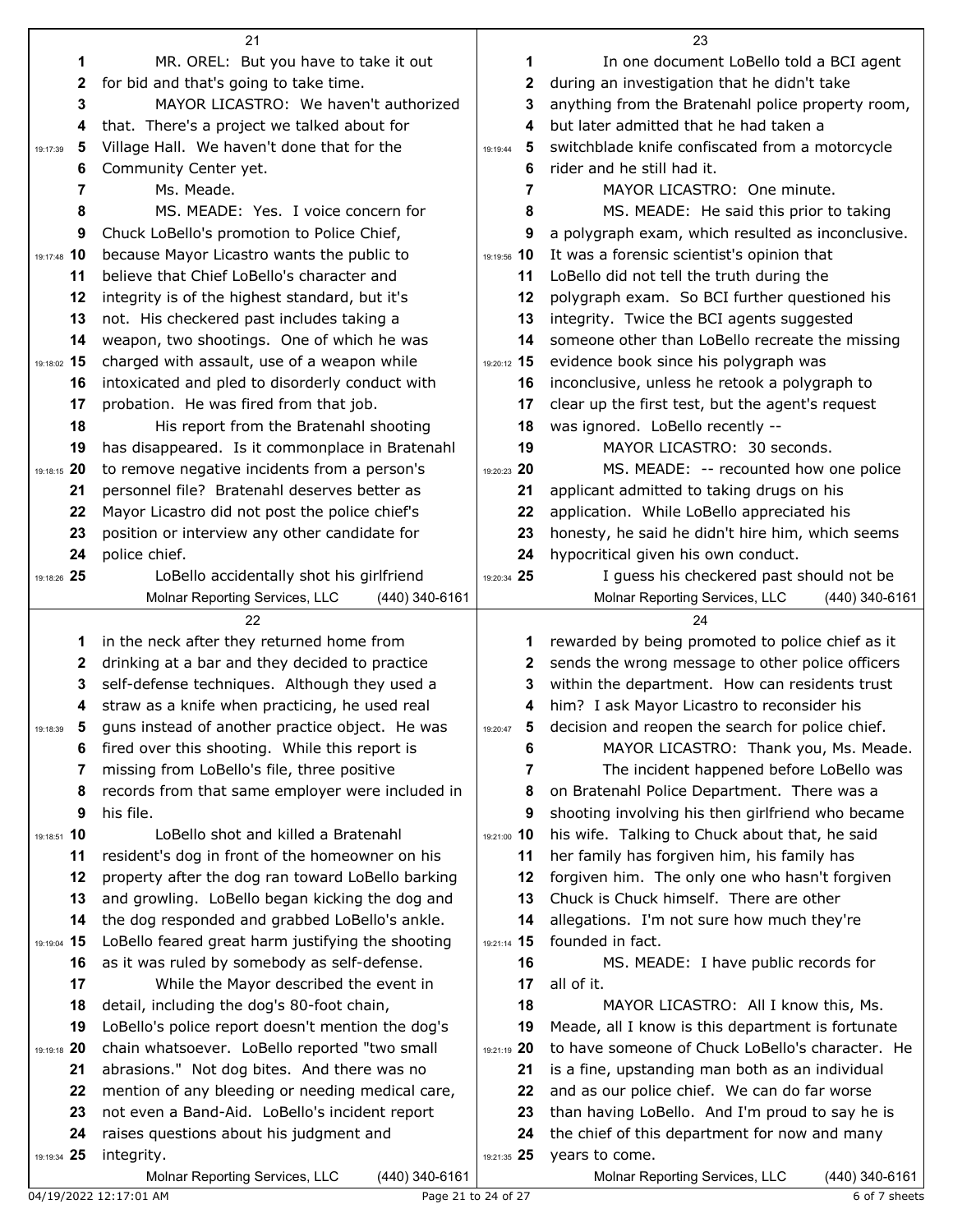MR. OREL: But you have to take it out for bid and that's going to take time.

MAYOR LICASTRO: We haven't authorized that. There's a project we talked about for Village Hall. We haven't done that for the Community Center yet.

Ms. Meade.

MS. MEADE: Yes. I voice concern for Chuck LoBello's promotion to Police Chief, because Mayor Licastro wants the public to believe that Chief LoBello's character and integrity is of the highest standard, but it's not. His checkered past includes taking a weapon, two shootings. One of which he was charged with assault, use of a weapon while intoxicated and pled to disorderly conduct with probation. He was fired from that job.

His report from the Bratenahl shooting has disappeared. Is it commonplace in Bratenahl to remove negative incidents from a person's personnel file? Bratenahl deserves better as Mayor Licastro did not post the police chief's position or interview any other candidate for police chief.

LoBello accidentally shot his girlfriend in the neck after they returned home from drinking at a bar and they decided to practice self-defense techniques. Although they used a straw as a knife when practicing, he used real guns instead of another practice object. He was fired over this shooting. While this report is missing from LoBello's file, three positive records from that same employer were included in his file.

LoBello shot and killed a Bratenahl resident's dog in front of the homeowner on his property after the dog ran toward LoBello barking and growling. LoBello began kicking the dog and the dog responded and grabbed LoBello's ankle. LoBello feared great harm justifying the shooting as it was ruled by somebody as self-defense.

While the Mayor described the event in detail, including the dog's 80-foot chain, LoBello's police report doesn't mention the dog's chain whatsoever. LoBello reported "two small abrasions." Not dog bites. And there was no mention of any bleeding or needing medical care, not even a Band-Aid. LoBello's incident report raises questions about his judgment and integrity.

In one document LoBello told a BCI agent during an investigation that he didn't take anything from the Bratenahl police property room, but later admitted that he had taken a switchblade knife confiscated from a motorcycle rider and he still had it.

MAYOR LICASTRO: One minute.

MS. MEADE: He said this prior to taking a polygraph exam, which resulted as inconclusive. It was a forensic scientist's opinion that LoBello did not tell the truth during the polygraph exam. So BCI further questioned his integrity. Twice the BCI agents suggested someone other than LoBello recreate the missing evidence book since his polygraph was inconclusive, unless he retook a polygraph to clear up the first test, but the agent's request was ignored. LoBello recently --

MAYOR LICASTRO: 30 seconds.

MS. MEADE: -- recounted how one police applicant admitted to taking drugs on his application. While LoBello appreciated his honesty, he said he didn't hire him, which seems hypocritical given his own conduct.

I guess his checkered past should not be rewarded by being promoted to police chief as it sends the wrong message to other police officers within the department. How can residents trust him? I ask Mayor Licastro to reconsider his decision and reopen the search for police chief.

MAYOR LICASTRO: Thank you, Ms. Meade.

The incident happened before LoBello was on Bratenahl Police Department. There was a shooting involving his then girlfriend who became his wife. Talking to Chuck about that, he said her family has forgiven him, his family has forgiven him. The only one who hasn't forgiven Chuck is Chuck himself. There are other allegations. I'm not sure how much they're founded in fact.

MS. MEADE: I have public records for all of it.

MAYOR LICASTRO: All I know this, Ms. Meade, all I know is this department is fortunate to have someone of Chuck LoBello's character. He is a fine, upstanding man both as an individual and as our police chief. We can do far worse than having LoBello. And I'm proud to say he is the chief of this department for now and many years to come.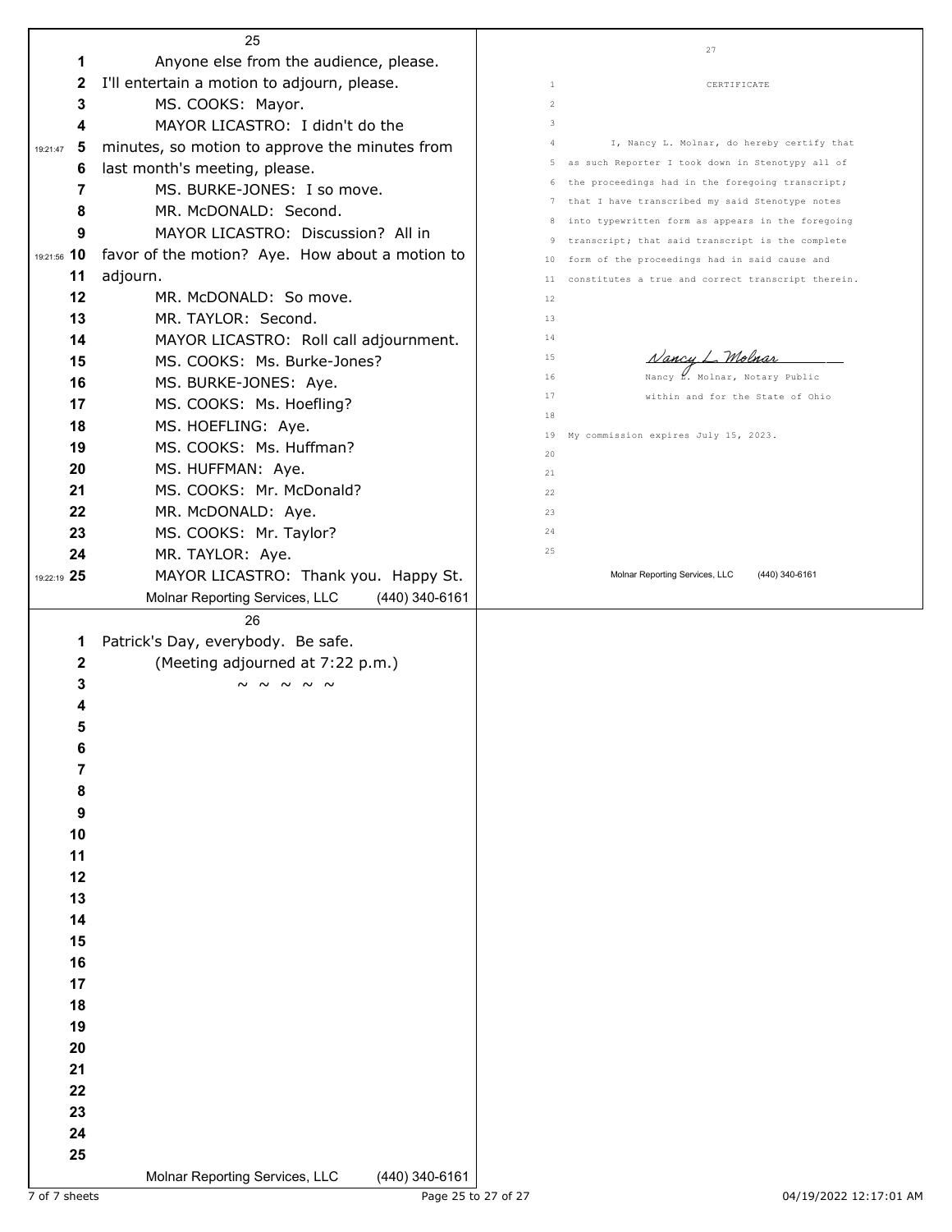25

1 Anyone else from the audience, please.
2 I'll entertain a motion to adjourn, please.
3 MS. COOKS: Mayor.
4 MAYOR LICASTRO: I didn't do the
19:21:47 5 minutes, so motion to approve the minutes from
6 last month's meeting, please.
7 MS. BURKE-JONES: I so move.
8 MR. McDONALD: Second.
9 MAYOR LICASTRO: Discussion? All in
19:21:56 10 favor of the motion? Aye. How about a motion to
11 adjourn.
12 MR. McDONALD: So move.
13 MR. TAYLOR: Second.
14 MAYOR LICASTRO: Roll call adjournment.
15 MS. COOKS: Ms. Burke-Jones?
16 MS. BURKE-JONES: Aye.
17 MS. COOKS: Ms. Hoefling?
18 MS. HOEFLING: Aye.
19 MS. COOKS: Ms. Huffman?
20 MS. HUFFMAN: Aye.
21 MS. COOKS: Mr. McDonald?
22 MR. McDONALD: Aye.
23 MS. COOKS: Mr. Taylor?
24 MR. TAYLOR: Aye.
19:22:19 25 MAYOR LICASTRO: Thank you. Happy St.

Molnar Reporting Services, LLC (440) 340-6161

26

1 Patrick's Day, everybody. Be safe.
2 (Meeting adjourned at 7:22 p.m.)
3 ~ ~ ~ ~ ~

Molnar Reporting Services, LLC (440) 340-6161

27

1 CERTIFICATE

4 I, Nancy L. Molnar, do hereby certify that
5 as such Reporter I took down in Stenotypy all of
6 the proceedings had in the foregoing transcript;
7 that I have transcribed my said Stenotype notes
8 into typewritten form as appears in the foregoing
9 transcript; that said transcript is the complete
10 form of the proceedings had in said cause and
11 constitutes a true and correct transcript therein.

15 *Nancy L. Molnar*
16 Nancy L. Molnar, Notary Public
17 within and for the State of Ohio

19 My commission expires July 15, 2023.

Molnar Reporting Services, LLC (440) 340-6161